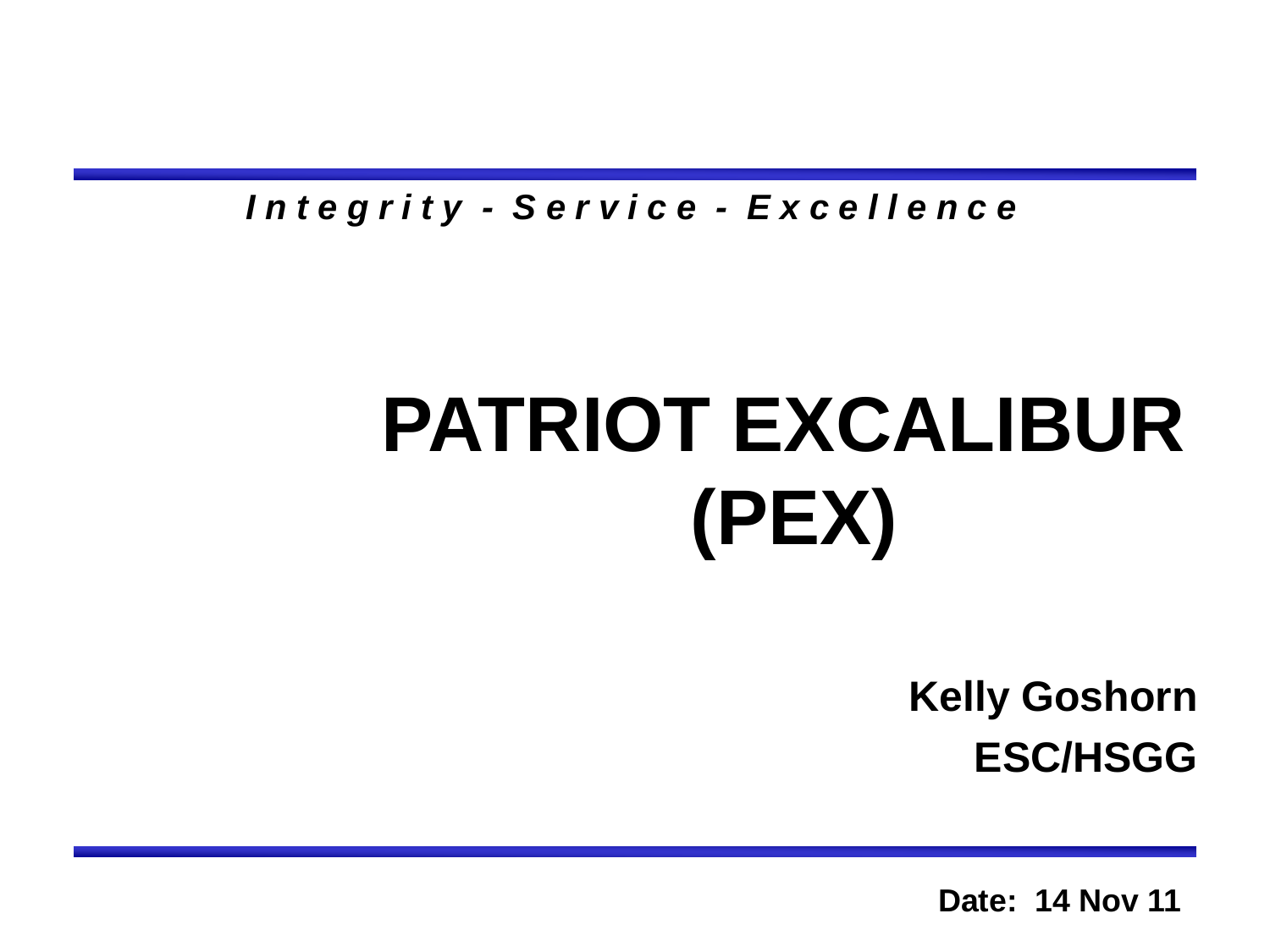*Integrity - Service - Excellence*

# PATRIOT EXCALIBUR (PEX)

**Kelly Goshorn**
**ESC/HSGG**

**Date: 14 Nov 11**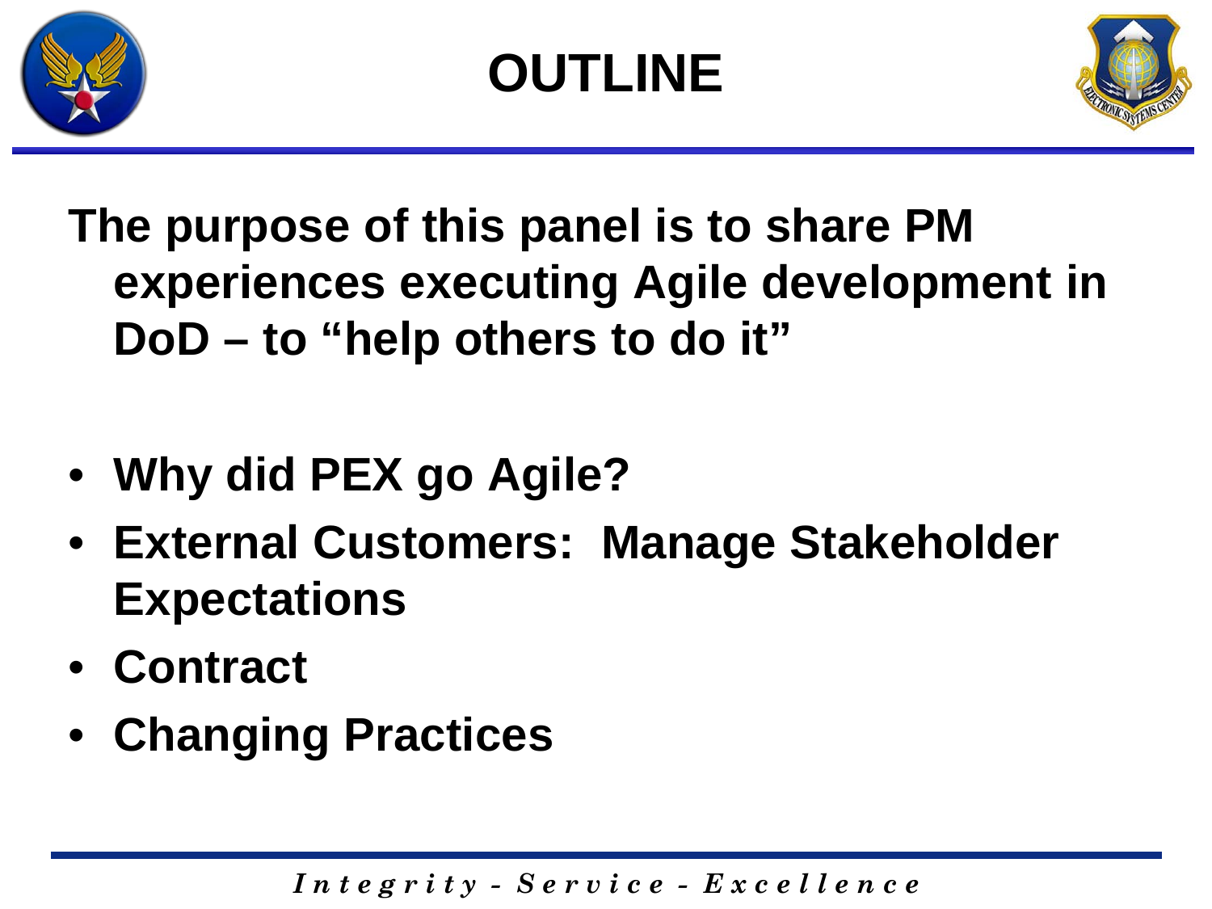# OUTLINE

**The purpose of this panel is to share PM experiences executing Agile development in DoD – to "help others to do it"**

- **Why did PEX go Agile?**
- **External Customers: Manage Stakeholder Expectations**
- **Contract**
- **Changing Practices**

*Integrity - Service - Excellence*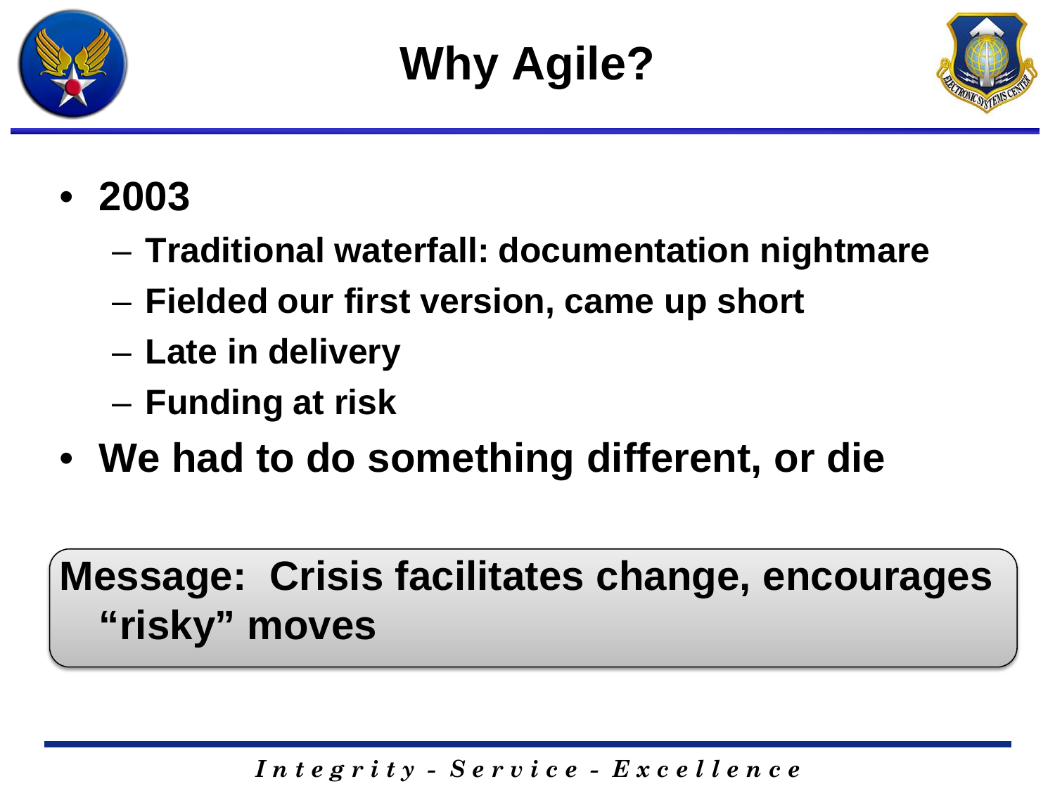# Why Agile?

- **2003**
  - **Traditional waterfall: documentation nightmare**
  - **Fielded our first version, came up short**
  - **Late in delivery**
  - **Funding at risk**
- **We had to do something different, or die**

**Message: Crisis facilitates change, encourages "risky" moves**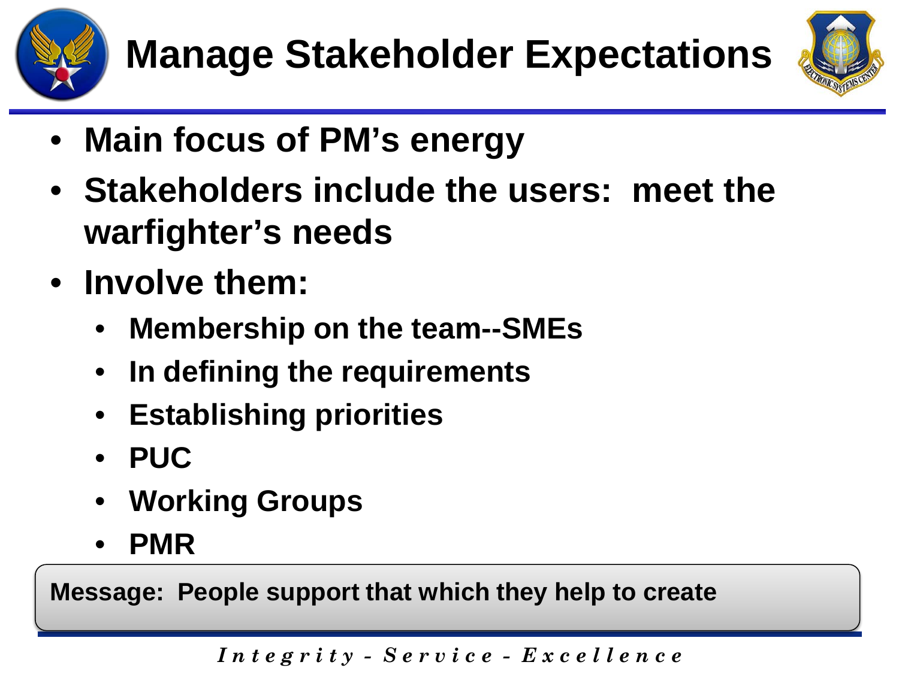# Manage Stakeholder Expectations

- **Main focus of PM's energy**
- **Stakeholders include the users: meet the warfighter's needs**
- **Involve them:**
  - **Membership on the team--SMEs**
  - **In defining the requirements**
  - **Establishing priorities**
  - **PUC**
  - **Working Groups**
  - **PMR**

**Message: People support that which they help to create**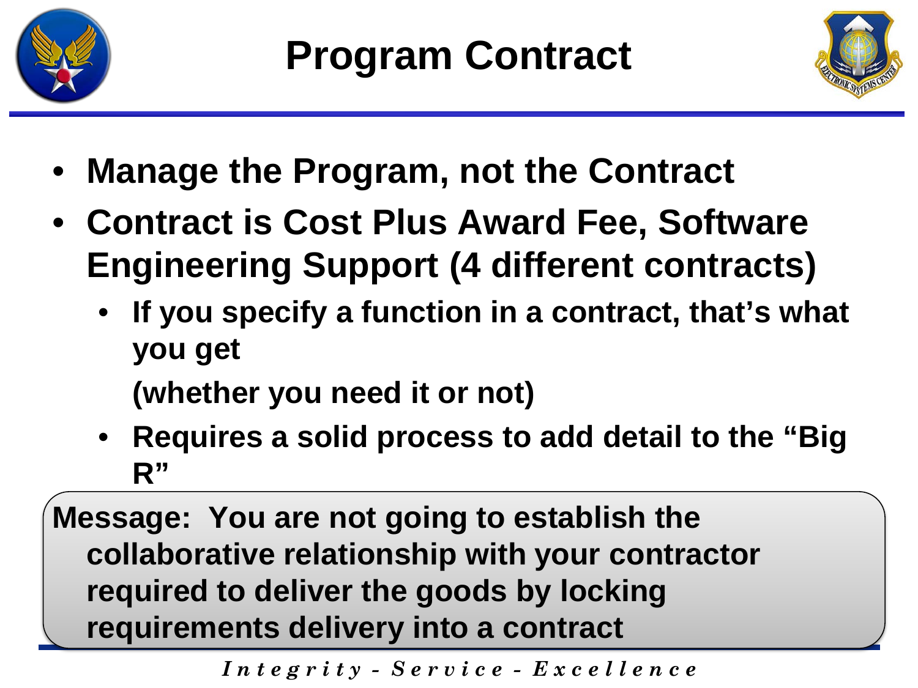# Program Contract

- **Manage the Program, not the Contract**
- **Contract is Cost Plus Award Fee, Software Engineering Support (4 different contracts)**
  - **If you specify a function in a contract, that's what you get**

    **(whether you need it or not)**
  - **Requires a solid process to add detail to the "Big R"**

**Message: You are not going to establish the collaborative relationship with your contractor required to deliver the goods by locking requirements delivery into a contract**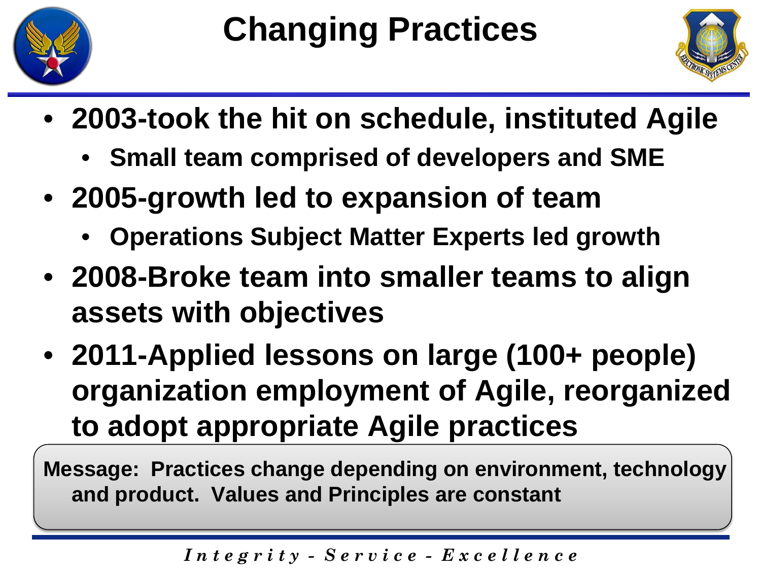# Changing Practices

- **2003-took the hit on schedule, instituted Agile**
  - **Small team comprised of developers and SME**
- **2005-growth led to expansion of team**
  - **Operations Subject Matter Experts led growth**
- **2008-Broke team into smaller teams to align assets with objectives**
- **2011-Applied lessons on large (100+ people) organization employment of Agile, reorganized to adopt appropriate Agile practices**

**Message: Practices change depending on environment, technology and product. Values and Principles are constant**

***Integrity - Service - Excellence***